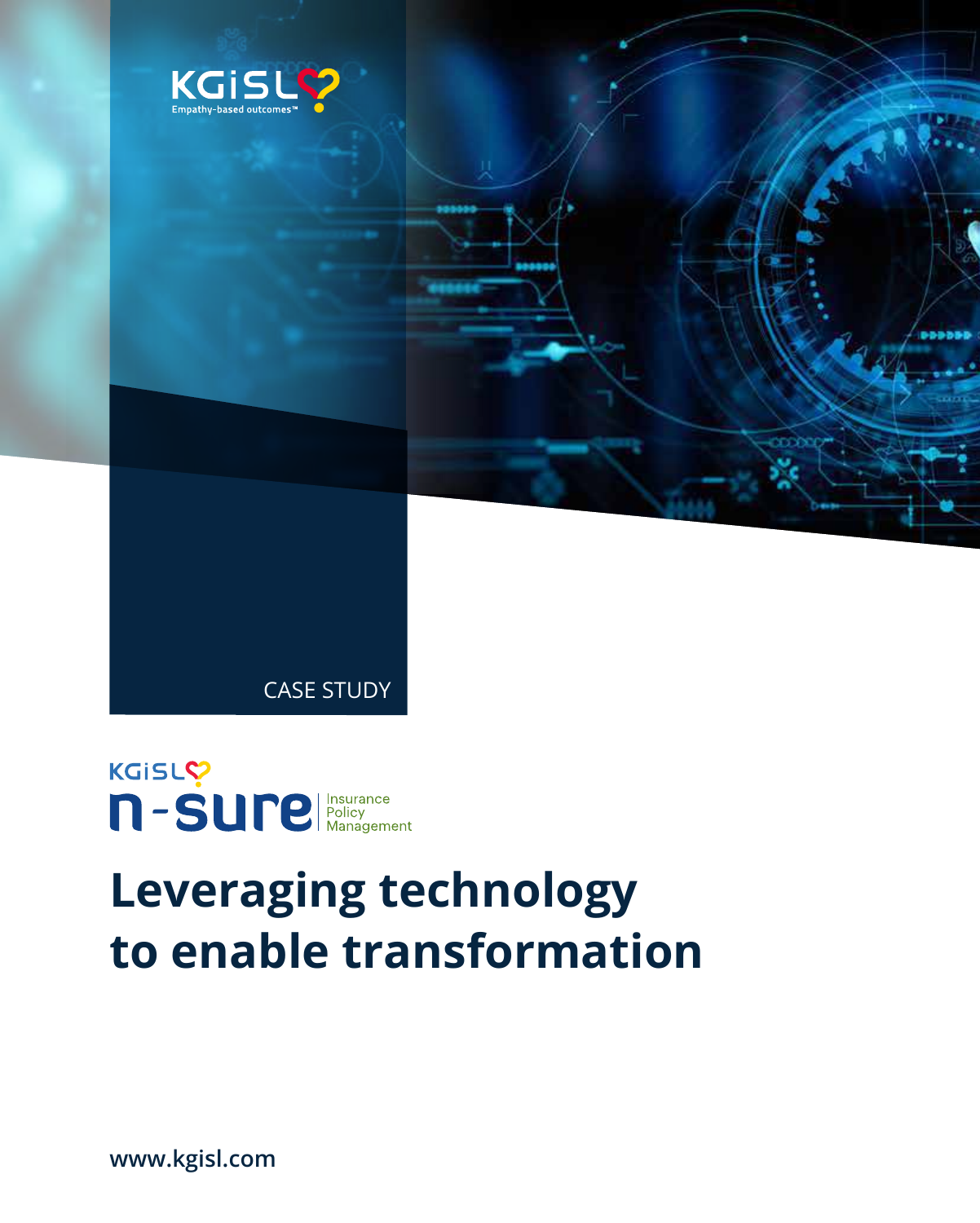KGiSL

Empathy-based outcomes™

CASE STUDY

KGiSL

n-sure Insurance Policy Management

# Leveraging technology to enable transformation

www.kgisl.com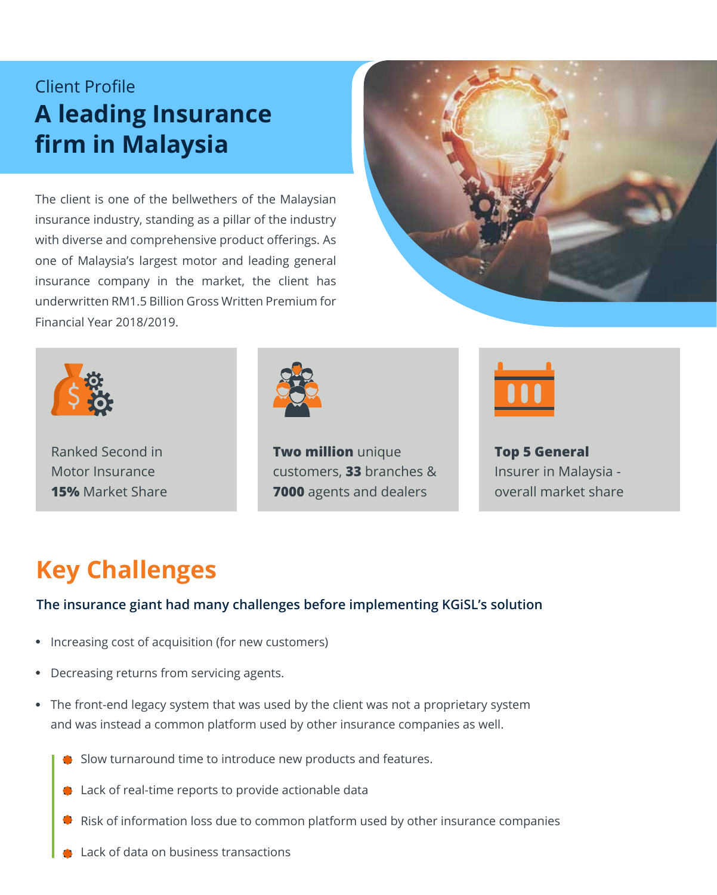Client Profile

# A leading Insurance firm in Malaysia

The client is one of the bellwethers of the Malaysian insurance industry, standing as a pillar of the industry with diverse and comprehensive product offerings. As one of Malaysia's largest motor and leading general insurance company in the market, the client has underwritten RM1.5 Billion Gross Written Premium for Financial Year 2018/2019.

Ranked Second in Motor Insurance **15%** Market Share

**Two million** unique customers, **33** branches & **7000** agents and dealers

**Top 5 General** Insurer in Malaysia - overall market share

## Key Challenges

**The insurance giant had many challenges before implementing KGiSL's solution**

- Increasing cost of acquisition (for new customers)
- Decreasing returns from servicing agents.
- The front-end legacy system that was used by the client was not a proprietary system and was instead a common platform used by other insurance companies as well.
  - Slow turnaround time to introduce new products and features.
  - Lack of real-time reports to provide actionable data
  - Risk of information loss due to common platform used by other insurance companies
  - Lack of data on business transactions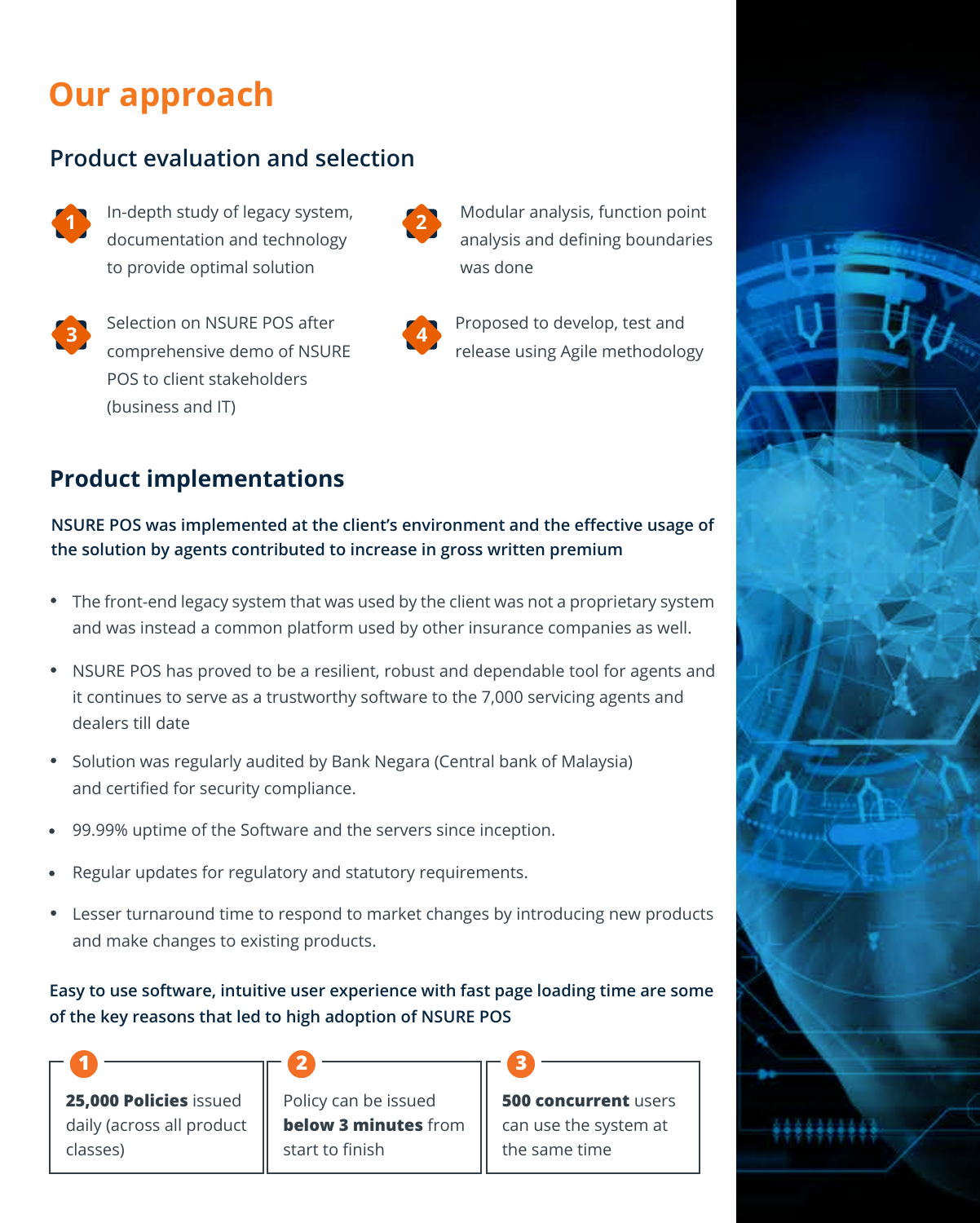# Our approach

## Product evaluation and selection

1. In-depth study of legacy system, documentation and technology to provide optimal solution
2. Modular analysis, function point analysis and defining boundaries was done
3. Selection on NSURE POS after comprehensive demo of NSURE POS to client stakeholders (business and IT)
4. Proposed to develop, test and release using Agile methodology

## Product implementations

**NSURE POS was implemented at the client's environment and the effective usage of the solution by agents contributed to increase in gross written premium**

- The front-end legacy system that was used by the client was not a proprietary system and was instead a common platform used by other insurance companies as well.
- NSURE POS has proved to be a resilient, robust and dependable tool for agents and it continues to serve as a trustworthy software to the 7,000 servicing agents and dealers till date
- Solution was regularly audited by Bank Negara (Central bank of Malaysia) and certified for security compliance.
- 99.99% uptime of the Software and the servers since inception.
- Regular updates for regulatory and statutory requirements.
- Lesser turnaround time to respond to market changes by introducing new products and make changes to existing products.

**Easy to use software, intuitive user experience with fast page loading time are some of the key reasons that led to high adoption of NSURE POS**

1. **25,000 Policies** issued daily (across all product classes)
2. Policy can be issued **below 3 minutes** from start to finish
3. **500 concurrent** users can use the system at the same time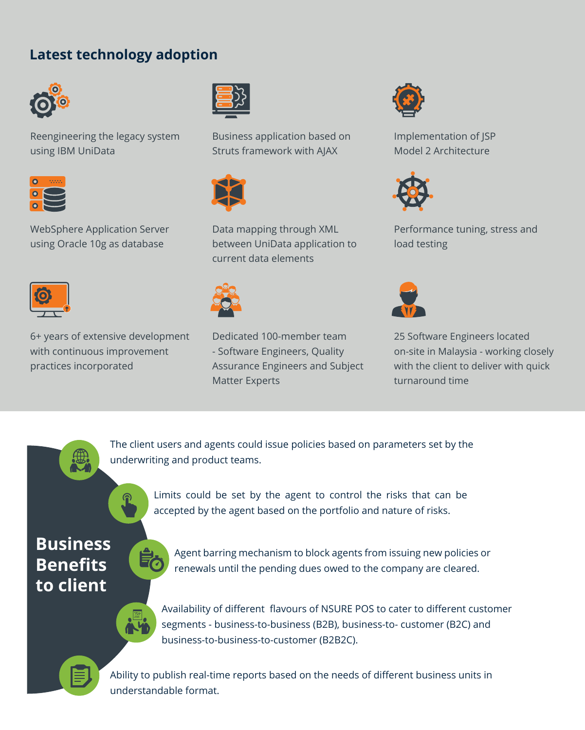## Latest technology adoption

- Reengineering the legacy system using IBM UniData
- Business application based on Struts framework with AJAX
- Implementation of JSP Model 2 Architecture
- WebSphere Application Server using Oracle 10g as database
- Data mapping through XML between UniData application to current data elements
- Performance tuning, stress and load testing
- 6+ years of extensive development with continuous improvement practices incorporated
- Dedicated 100-member team - Software Engineers, Quality Assurance Engineers and Subject Matter Experts
- 25 Software Engineers located on-site in Malaysia - working closely with the client to deliver with quick turnaround time

## Business Benefits to client

- The client users and agents could issue policies based on parameters set by the underwriting and product teams.
- Limits could be set by the agent to control the risks that can be accepted by the agent based on the portfolio and nature of risks.
- Agent barring mechanism to block agents from issuing new policies or renewals until the pending dues owed to the company are cleared.
- Availability of different flavours of NSURE POS to cater to different customer segments - business-to-business (B2B), business-to- customer (B2C) and business-to-business-to-customer (B2B2C).
- Ability to publish real-time reports based on the needs of different business units in understandable format.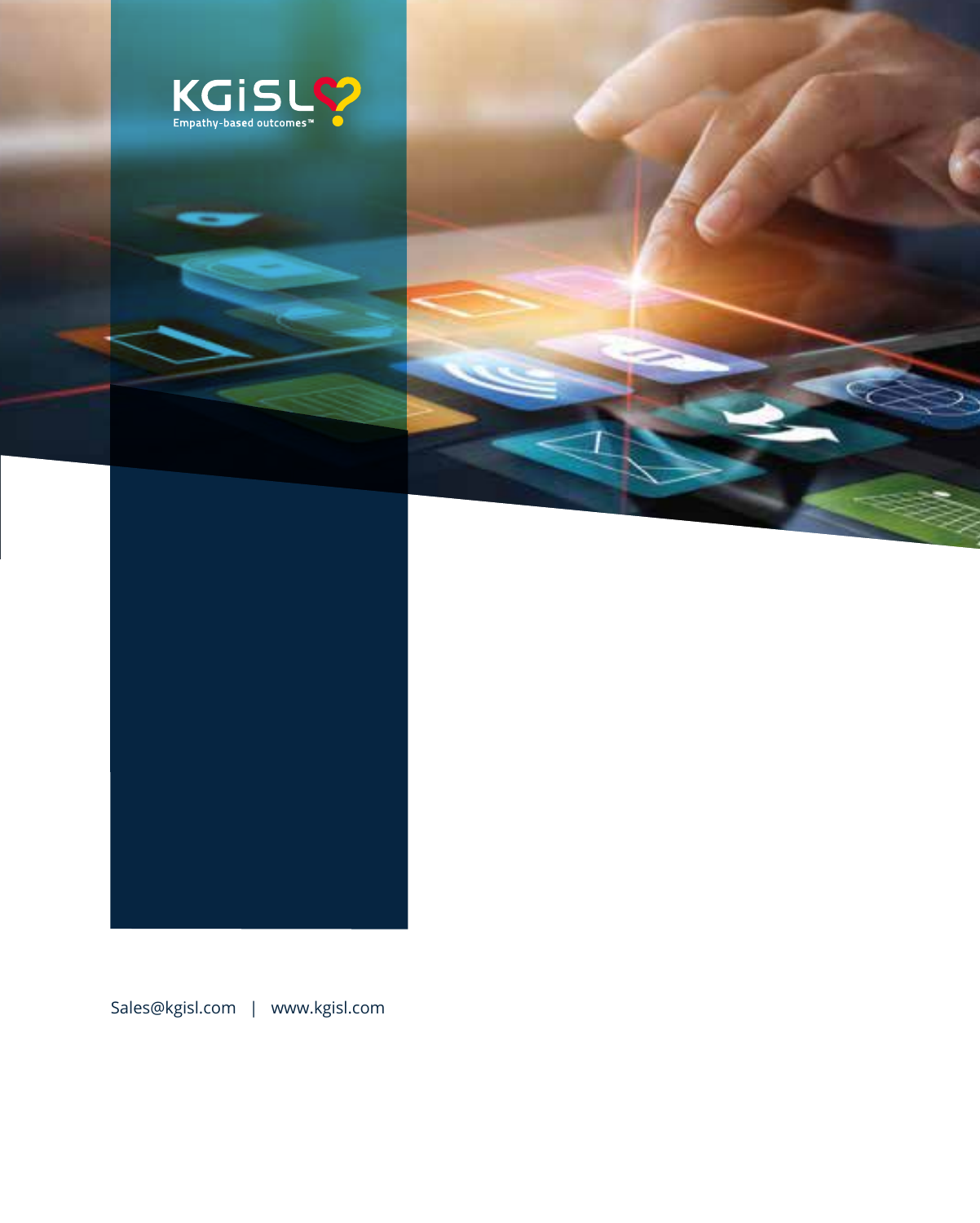KGiSL

Empathy-based outcomes™

Sales@kgisl.com | www.kgisl.com